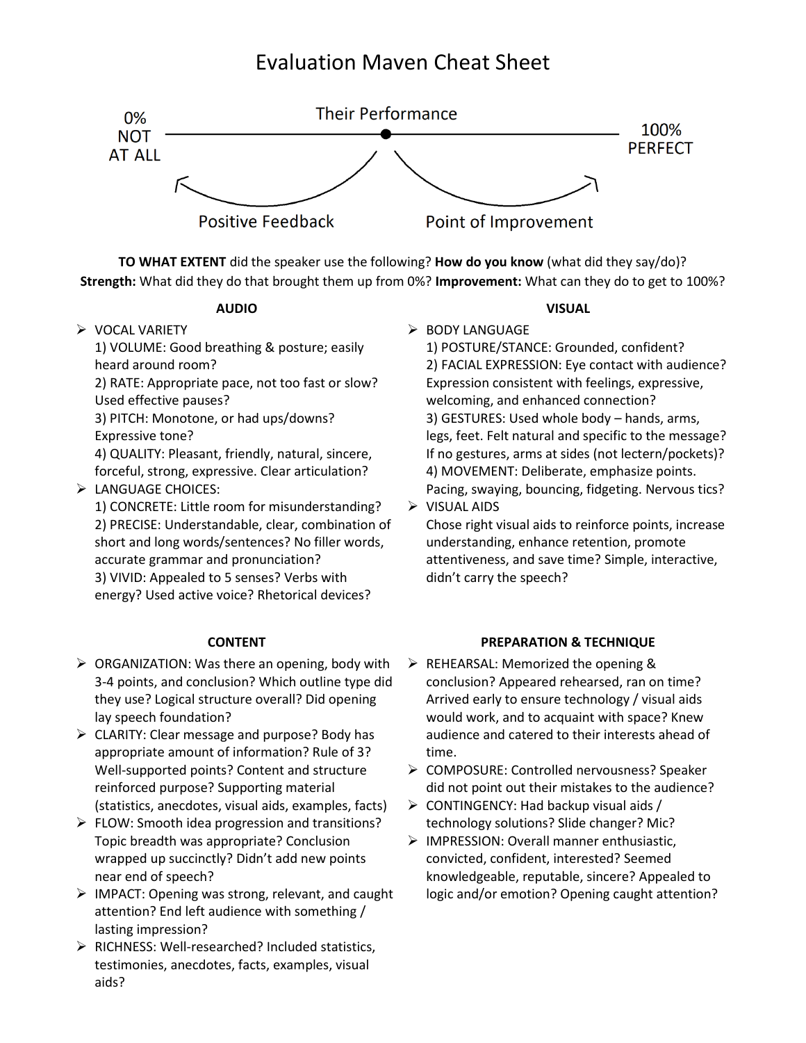# Evaluation Maven Cheat Sheet

0% NOT AT ALL — Their Performance — 100% PERFECT

Positive Feedback — Point of Improvement

**TO WHAT EXTENT** did the speaker use the following? **How do you know** (what did they say/do)?
**Strength:** What did they do that brought them up from 0%? **Improvement:** What can they do to get to 100%?

### AUDIO

- VOCAL VARIETY
  1) VOLUME: Good breathing & posture; easily heard around room?
  2) RATE: Appropriate pace, not too fast or slow? Used effective pauses?
  3) PITCH: Monotone, or had ups/downs? Expressive tone?
  4) QUALITY: Pleasant, friendly, natural, sincere, forceful, strong, expressive. Clear articulation?
- LANGUAGE CHOICES:
  1) CONCRETE: Little room for misunderstanding?
  2) PRECISE: Understandable, clear, combination of short and long words/sentences? No filler words, accurate grammar and pronunciation?
  3) VIVID: Appealed to 5 senses? Verbs with energy? Used active voice? Rhetorical devices?

### VISUAL

- BODY LANGUAGE
  1) POSTURE/STANCE: Grounded, confident?
  2) FACIAL EXPRESSION: Eye contact with audience? Expression consistent with feelings, expressive, welcoming, and enhanced connection?
  3) GESTURES: Used whole body – hands, arms, legs, feet. Felt natural and specific to the message? If no gestures, arms at sides (not lectern/pockets)?
  4) MOVEMENT: Deliberate, emphasize points. Pacing, swaying, bouncing, fidgeting. Nervous tics?
- VISUAL AIDS
  Chose right visual aids to reinforce points, increase understanding, enhance retention, promote attentiveness, and save time? Simple, interactive, didn't carry the speech?

### CONTENT

- ORGANIZATION: Was there an opening, body with 3-4 points, and conclusion? Which outline type did they use? Logical structure overall? Did opening lay speech foundation?
- CLARITY: Clear message and purpose? Body has appropriate amount of information? Rule of 3? Well-supported points? Content and structure reinforced purpose? Supporting material (statistics, anecdotes, visual aids, examples, facts)
- FLOW: Smooth idea progression and transitions? Topic breadth was appropriate? Conclusion wrapped up succinctly? Didn't add new points near end of speech?
- IMPACT: Opening was strong, relevant, and caught attention? End left audience with something / lasting impression?
- RICHNESS: Well-researched? Included statistics, testimonies, anecdotes, facts, examples, visual aids?

### PREPARATION & TECHNIQUE

- REHEARSAL: Memorized the opening & conclusion? Appeared rehearsed, ran on time? Arrived early to ensure technology / visual aids would work, and to acquaint with space? Knew audience and catered to their interests ahead of time.
- COMPOSURE: Controlled nervousness? Speaker did not point out their mistakes to the audience?
- CONTINGENCY: Had backup visual aids / technology solutions? Slide changer? Mic?
- IMPRESSION: Overall manner enthusiastic, convicted, confident, interested? Seemed knowledgeable, reputable, sincere? Appealed to logic and/or emotion? Opening caught attention?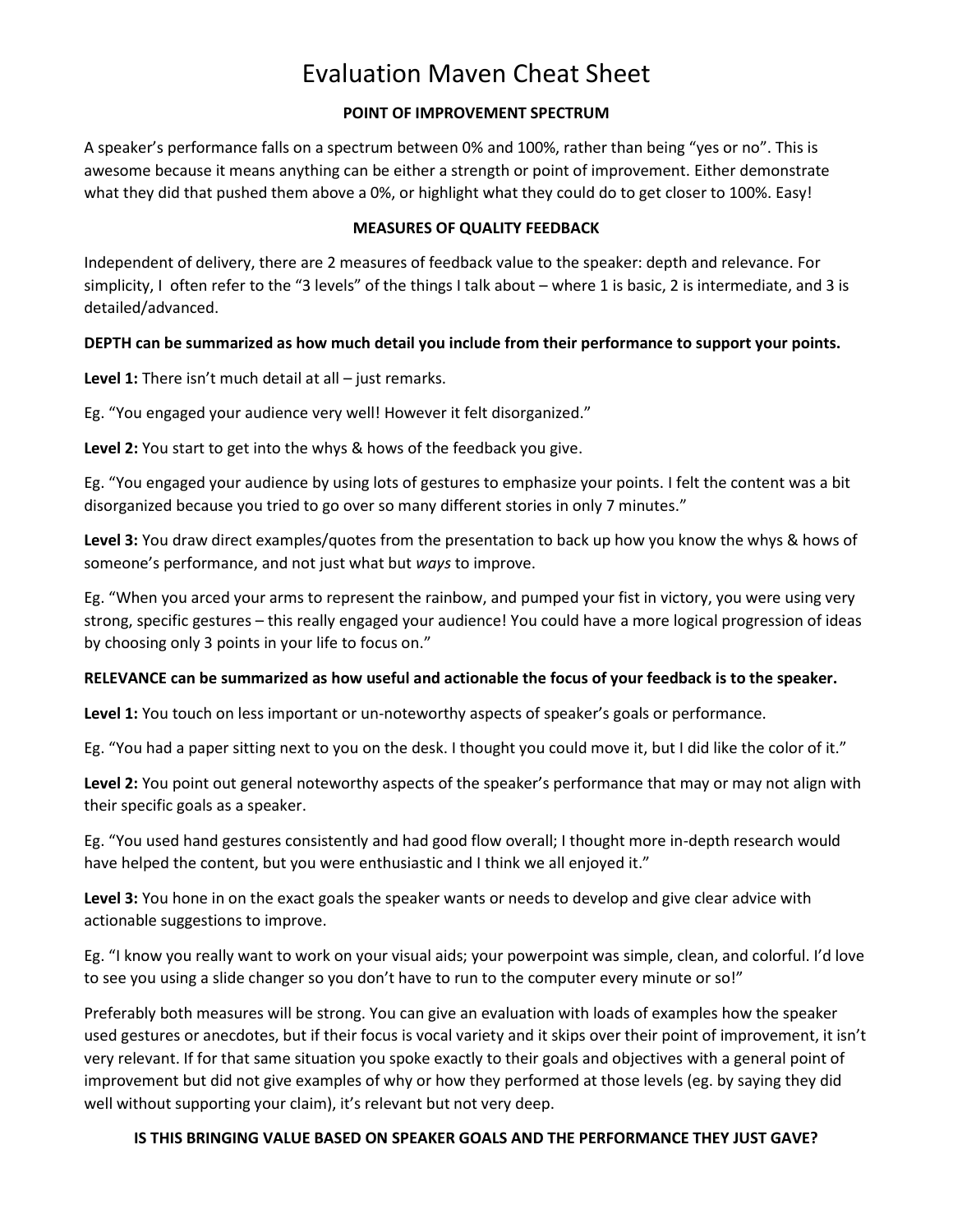# Evaluation Maven Cheat Sheet

**POINT OF IMPROVEMENT SPECTRUM**

A speaker's performance falls on a spectrum between 0% and 100%, rather than being "yes or no". This is awesome because it means anything can be either a strength or point of improvement. Either demonstrate what they did that pushed them above a 0%, or highlight what they could do to get closer to 100%. Easy!

**MEASURES OF QUALITY FEEDBACK**

Independent of delivery, there are 2 measures of feedback value to the speaker: depth and relevance. For simplicity, I often refer to the "3 levels" of the things I talk about – where 1 is basic, 2 is intermediate, and 3 is detailed/advanced.

**DEPTH can be summarized as how much detail you include from their performance to support your points.**

**Level 1:** There isn't much detail at all – just remarks.

Eg. "You engaged your audience very well! However it felt disorganized."

**Level 2:** You start to get into the whys & hows of the feedback you give.

Eg. "You engaged your audience by using lots of gestures to emphasize your points. I felt the content was a bit disorganized because you tried to go over so many different stories in only 7 minutes."

**Level 3:** You draw direct examples/quotes from the presentation to back up how you know the whys & hows of someone's performance, and not just what but *ways* to improve.

Eg. "When you arced your arms to represent the rainbow, and pumped your fist in victory, you were using very strong, specific gestures – this really engaged your audience! You could have a more logical progression of ideas by choosing only 3 points in your life to focus on."

**RELEVANCE can be summarized as how useful and actionable the focus of your feedback is to the speaker.**

**Level 1:** You touch on less important or un-noteworthy aspects of speaker's goals or performance.

Eg. "You had a paper sitting next to you on the desk. I thought you could move it, but I did like the color of it."

**Level 2:** You point out general noteworthy aspects of the speaker's performance that may or may not align with their specific goals as a speaker.

Eg. "You used hand gestures consistently and had good flow overall; I thought more in-depth research would have helped the content, but you were enthusiastic and I think we all enjoyed it."

**Level 3:** You hone in on the exact goals the speaker wants or needs to develop and give clear advice with actionable suggestions to improve.

Eg. "I know you really want to work on your visual aids; your powerpoint was simple, clean, and colorful. I'd love to see you using a slide changer so you don't have to run to the computer every minute or so!"

Preferably both measures will be strong. You can give an evaluation with loads of examples how the speaker used gestures or anecdotes, but if their focus is vocal variety and it skips over their point of improvement, it isn't very relevant. If for that same situation you spoke exactly to their goals and objectives with a general point of improvement but did not give examples of why or how they performed at those levels (eg. by saying they did well without supporting your claim), it's relevant but not very deep.

**IS THIS BRINGING VALUE BASED ON SPEAKER GOALS AND THE PERFORMANCE THEY JUST GAVE?**